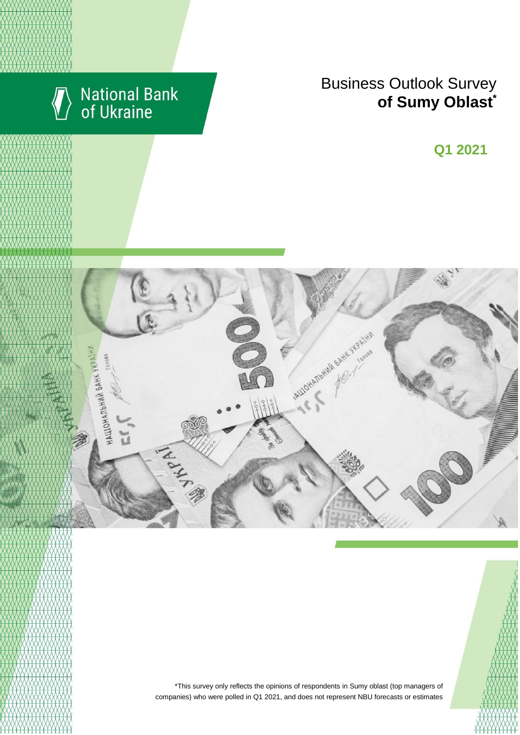National Bank of Ukraine

# Business Outlook Survey **of Sumy Oblast***

## Q1 2021

*This survey only reflects the opinions of respondents in Sumy oblast (top managers of companies) who were polled in Q1 2021, and does not represent NBU forecasts or estimates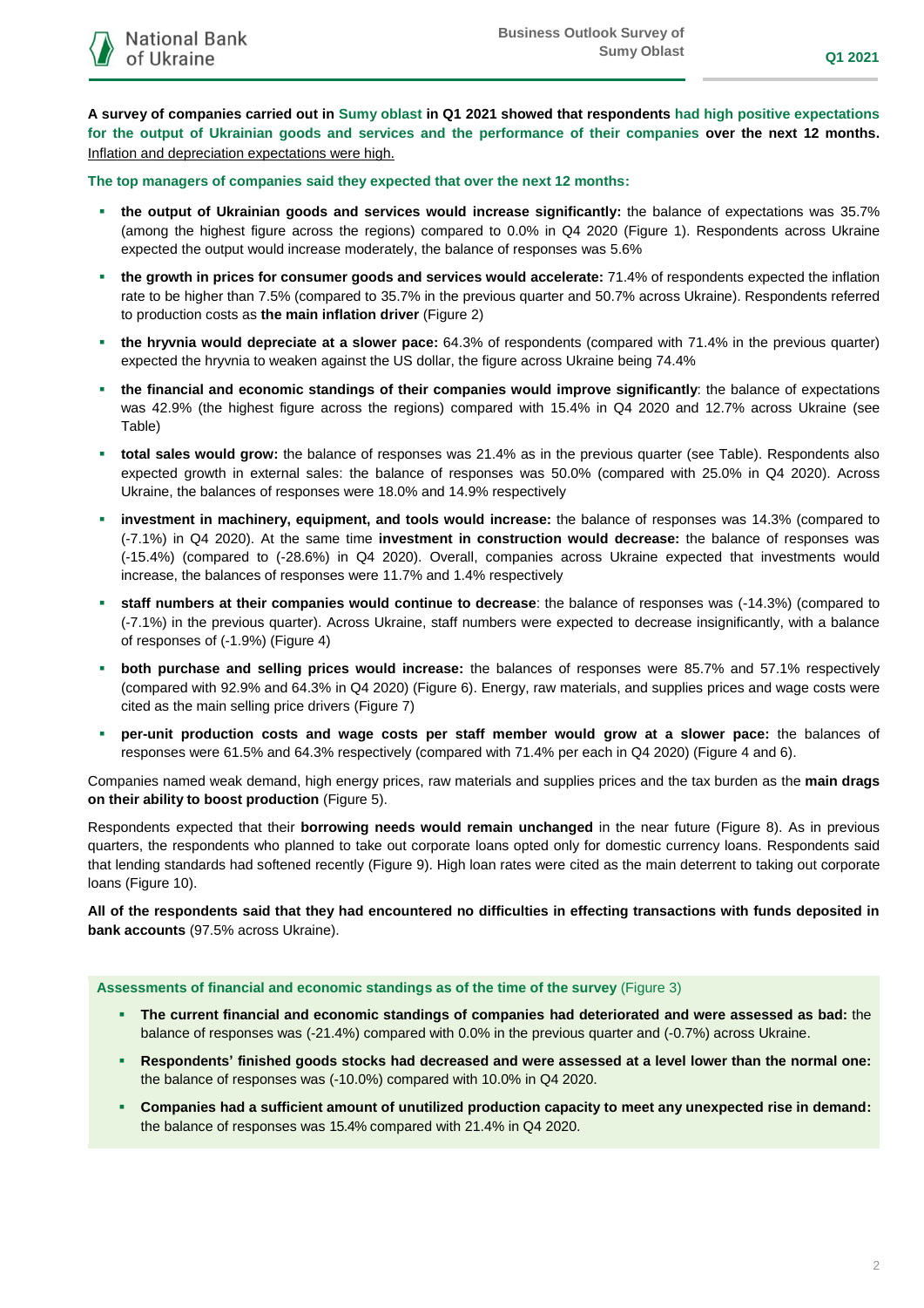**A survey of companies carried out in Sumy oblast in Q1 2021 showed that respondents had high positive expectations for the output of Ukrainian goods and services and the performance of their companies over the next 12 months.** Inflation and depreciation expectations were high.

**The top managers of companies said they expected that over the next 12 months:**

- **the output of Ukrainian goods and services would increase significantly:** the balance of expectations was 35.7% (among the highest figure across the regions) compared to 0.0% in Q4 2020 (Figure 1). Respondents across Ukraine expected the output would increase moderately, the balance of responses was 5.6%
- **the growth in prices for consumer goods and services would accelerate:** 71.4% of respondents expected the inflation rate to be higher than 7.5% (compared to 35.7% in the previous quarter and 50.7% across Ukraine). Respondents referred to production costs as **the main inflation driver** (Figure 2)
- **the hryvnia would depreciate at a slower pace:** 64.3% of respondents (compared with 71.4% in the previous quarter) expected the hryvnia to weaken against the US dollar, the figure across Ukraine being 74.4%
- **the financial and economic standings of their companies would improve significantly**: the balance of expectations was 42.9% (the highest figure across the regions) compared with 15.4% in Q4 2020 and 12.7% across Ukraine (see Table)
- **total sales would grow:** the balance of responses was 21.4% as in the previous quarter (see Table). Respondents also expected growth in external sales: the balance of responses was 50.0% (compared with 25.0% in Q4 2020). Across Ukraine, the balances of responses were 18.0% and 14.9% respectively
- **investment in machinery, equipment, and tools would increase:** the balance of responses was 14.3% (compared to (-7.1%) in Q4 2020). At the same time **investment in construction would decrease:** the balance of responses was (-15.4%) (compared to (-28.6%) in Q4 2020). Overall, companies across Ukraine expected that investments would increase, the balances of responses were 11.7% and 1.4% respectively
- **staff numbers at their companies would continue to decrease**: the balance of responses was (-14.3%) (compared to (-7.1%) in the previous quarter). Across Ukraine, staff numbers were expected to decrease insignificantly, with a balance of responses of (-1.9%) (Figure 4)
- **both purchase and selling prices would increase:** the balances of responses were 85.7% and 57.1% respectively (compared with 92.9% and 64.3% in Q4 2020) (Figure 6). Energy, raw materials, and supplies prices and wage costs were cited as the main selling price drivers (Figure 7)
- **per-unit production costs and wage costs per staff member would grow at a slower pace:** the balances of responses were 61.5% and 64.3% respectively (compared with 71.4% per each in Q4 2020) (Figure 4 and 6).

Companies named weak demand, high energy prices, raw materials and supplies prices and the tax burden as the **main drags on their ability to boost production** (Figure 5).

Respondents expected that their **borrowing needs would remain unchanged** in the near future (Figure 8). As in previous quarters, the respondents who planned to take out corporate loans opted only for domestic currency loans. Respondents said that lending standards had softened recently (Figure 9). High loan rates were cited as the main deterrent to taking out corporate loans (Figure 10).

**All of the respondents said that they had encountered no difficulties in effecting transactions with funds deposited in bank accounts** (97.5% across Ukraine).

**Assessments of financial and economic standings as of the time of the survey** (Figure 3)

- **The current financial and economic standings of companies had deteriorated and were assessed as bad:** the balance of responses was (-21.4%) compared with 0.0% in the previous quarter and (-0.7%) across Ukraine.
- **Respondents' finished goods stocks had decreased and were assessed at a level lower than the normal one:** the balance of responses was (-10.0%) compared with 10.0% in Q4 2020.
- **Companies had a sufficient amount of unutilized production capacity to meet any unexpected rise in demand:** the balance of responses was 15.4% compared with 21.4% in Q4 2020.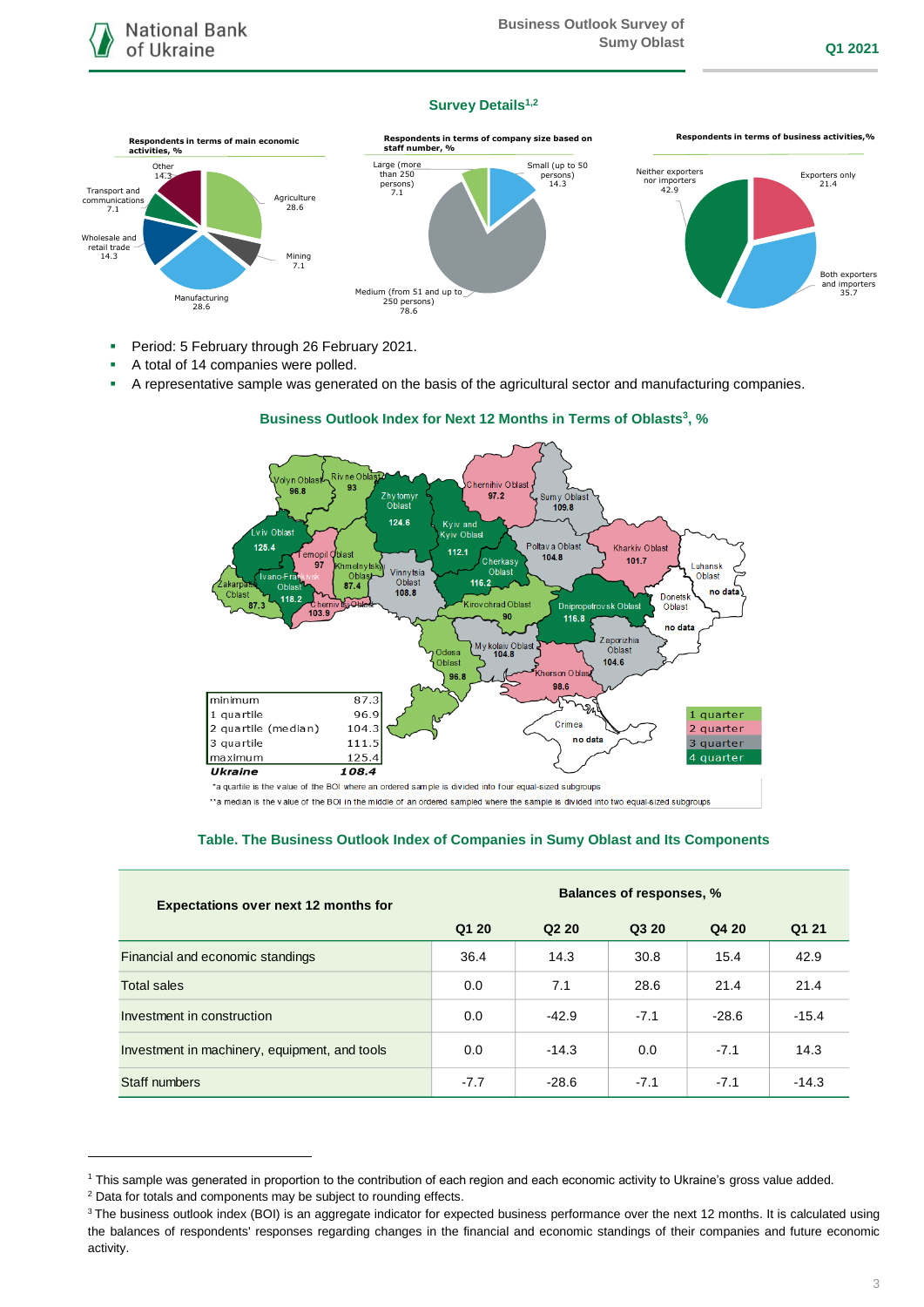## Survey Details[1,2]

**Respondents in terms of main economic activities, %**

- Agriculture 28.6
- Mining 7.1
- Manufacturing 28.6
- Wholesale and retail trade 14.3
- Transport and communications 7.1
- Other 14.3

**Respondents in terms of company size based on staff number, %**

- Small (up to 50 persons) 14.3
- Medium (from 51 and up to 250 persons) 78.6
- Large (more than 250 persons) 7.1

**Respondents in terms of business activities, %**

- Exporters only 21.4
- Both exporters and importers 35.7
- Neither exporters nor importers 42.9

- Period: 5 February through 26 February 2021.
- A total of 14 companies were polled.
- A representative sample was generated on the basis of the agricultural sector and manufacturing companies.

## Business Outlook Index for Next 12 Months in Terms of Oblasts[3], %

| Oblast | BOI |
|---|---|
| Volyn Oblast | 96.8 |
| Rivne Oblast | 93 |
| Zhytomyr Oblast | 124.6 |
| Chernihiv Oblast | 97.2 |
| Sumy Oblast | 109.8 |
| Lviv Oblast | 125.4 |
| Kyiv and Kyiv Oblast | 112.1 |
| Ternopil Oblast | 97 |
| Khmelnytskyi Oblast | 87.4 |
| Ivano-Frankivsk Oblast | 118.2 |
| Zakarpattia Oblast | 87.3 |
| Chernivtsi Oblast | 103.9 |
| Vinnytsia Oblast | 108.8 |
| Cherkasy Oblast | 116.2 |
| Poltava Oblast | 104.8 |
| Kharkiv Oblast | 101.7 |
| Luhansk Oblast | no data |
| Donetsk Oblast | no data |
| Kirovohrad Oblast | 90 |
| Dnipropetrovsk Oblast | 116.8 |
| Zaporizhia Oblast | 104.6 |
| Mykolaiv Oblast | 104.8 |
| Odesa Oblast | 96.8 |
| Kherson Oblast | 98.6 |
| Crimea | no data |

| | |
|---|---|
| minimum | 87.3 |
| 1 quartile | 96.9 |
| 2 quartile (median) | 104.3 |
| 3 quartile | 111.5 |
| maximum | 125.4 |
| ***Ukraine*** | ***108.4*** |

Legend: 1 quarter, 2 quarter, 3 quarter, 4 quarter

*a quartile is the value of the BOI where an ordered sample is divided into four equal-sized subgroups

**a median is the value of the BOI in the middle of an ordered sampled where the sample is divided into two equal-sized subgroups

## Table. The Business Outlook Index of Companies in Sumy Oblast and Its Components

| Expectations over next 12 months for | Balances of responses, % | | | | |
|---|---|---|---|---|---|
| | Q1 20 | Q2 20 | Q3 20 | Q4 20 | Q1 21 |
| Financial and economic standings | 36.4 | 14.3 | 30.8 | 15.4 | 42.9 |
| Total sales | 0.0 | 7.1 | 28.6 | 21.4 | 21.4 |
| Investment in construction | 0.0 | -42.9 | -7.1 | -28.6 | -15.4 |
| Investment in machinery, equipment, and tools | 0.0 | -14.3 | 0.0 | -7.1 | 14.3 |
| Staff numbers | -7.7 | -28.6 | -7.1 | -7.1 | -14.3 |

---

[1] This sample was generated in proportion to the contribution of each region and each economic activity to Ukraine's gross value added.

[2] Data for totals and components may be subject to rounding effects.

[3] The business outlook index (BOI) is an aggregate indicator for expected business performance over the next 12 months. It is calculated using the balances of respondents' responses regarding changes in the financial and economic standings of their companies and future economic activity.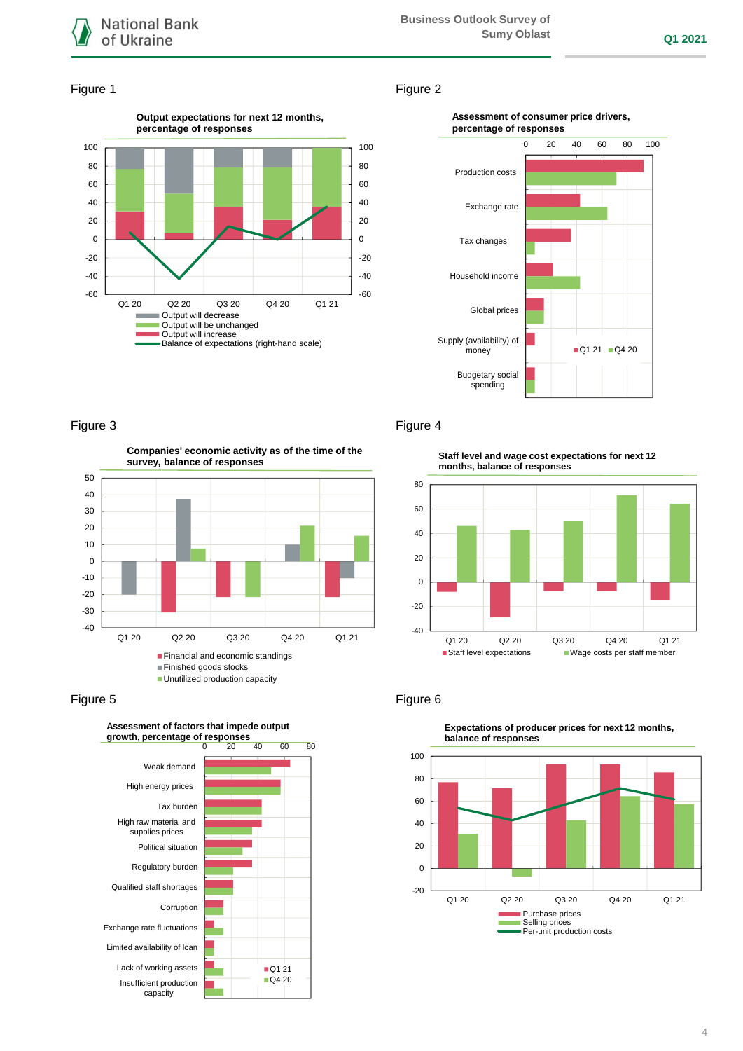Figure 1

**Output expectations for next 12 months, percentage of responses**

Q1 20 | Q2 20 | Q3 20 | Q4 20 | Q1 21

- Output will decrease
- Output will be unchanged
- Output will increase
- Balance of expectations (right-hand scale)

Figure 2

**Assessment of consumer price drivers, percentage of responses**

Production costs; Exchange rate; Tax changes; Household income; Global prices; Supply (availability) of money; Budgetary social spending

Q1 21 | Q4 20

Figure 3

**Companies' economic activity as of the time of the survey, balance of responses**

Q1 20 | Q2 20 | Q3 20 | Q4 20 | Q1 21

- Financial and economic standings
- Finished goods stocks
- Unutilized production capacity

Figure 4

**Staff level and wage cost expectations for next 12 months, balance of responses**

Q1 20 | Q2 20 | Q3 20 | Q4 20 | Q1 21

- Staff level expectations
- Wage costs per staff member

Figure 5

**Assessment of factors that impede output growth, percentage of responses**

Weak demand; High energy prices; Tax burden; High raw material and supplies prices; Political situation; Regulatory burden; Qualified staff shortages; Corruption; Exchange rate fluctuations; Limited availability of loan; Lack of working assets; Insufficient production capacity

Q1 21 | Q4 20

Figure 6

**Expectations of producer prices for next 12 months, balance of responses**

Q1 20 | Q2 20 | Q3 20 | Q4 20 | Q1 21

- Purchase prices
- Selling prices
- Per-unit production costs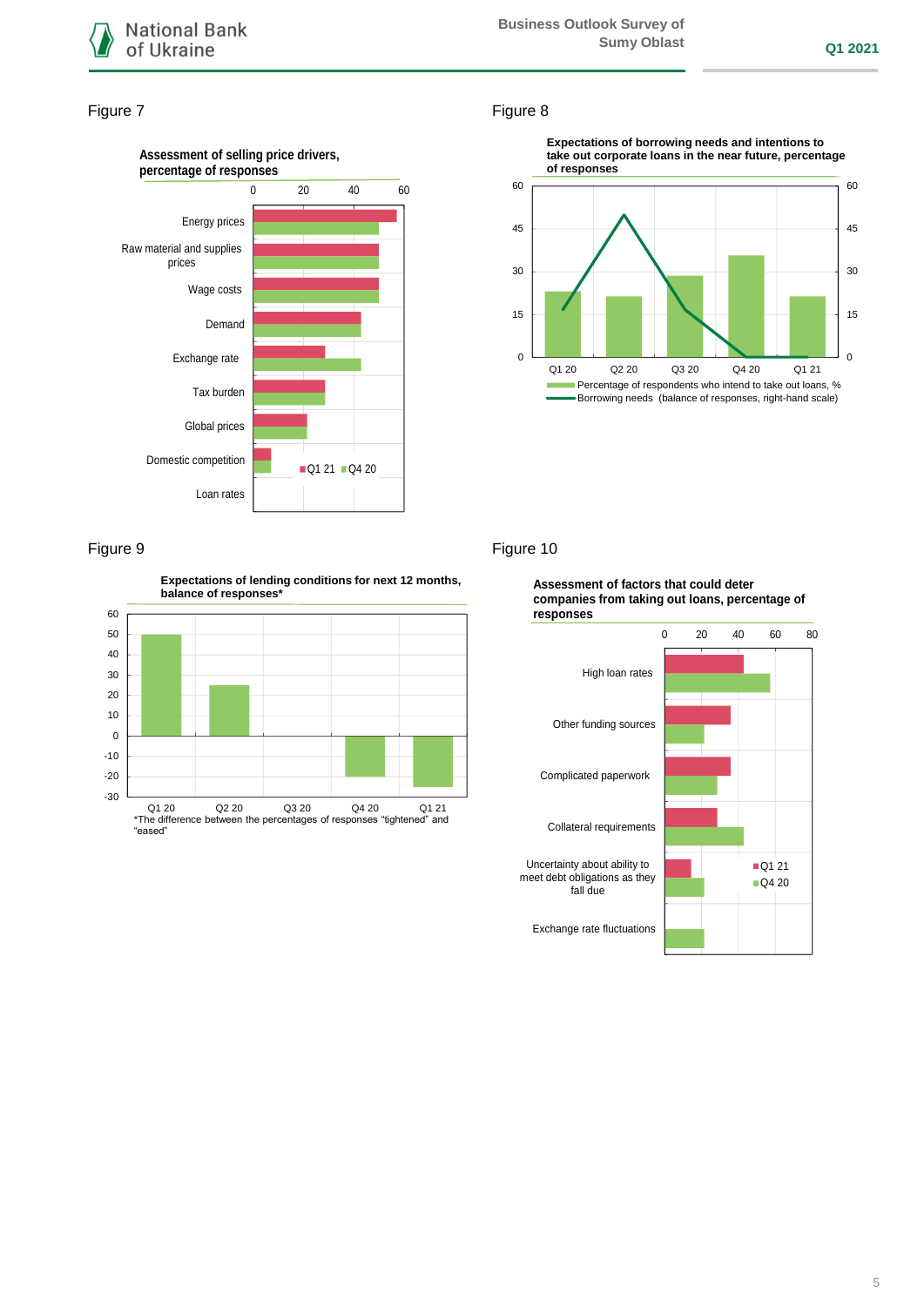Figure 7

**Assessment of selling price drivers, percentage of responses**

0 20 40 60

Energy prices

Raw material and supplies prices

Wage costs

Demand

Exchange rate

Tax burden

Global prices

Domestic competition

Loan rates

Q1 21 Q4 20

Figure 8

**Expectations of borrowing needs and intentions to take out corporate loans in the near future, percentage of responses**

60 45 30 15 0

Q1 20 Q2 20 Q3 20 Q4 20 Q1 21

Percentage of respondents who intend to take out loans, %

Borrowing needs (balance of responses, right-hand scale)

Figure 9

**Expectations of lending conditions for next 12 months, balance of responses***

60 50 40 30 20 10 0 -10 -20 -30

Q1 20 Q2 20 Q3 20 Q4 20 Q1 21

*The difference between the percentages of responses "tightened" and "eased"

Figure 10

**Assessment of factors that could deter companies from taking out loans, percentage of responses**

0 20 40 60 80

High loan rates

Other funding sources

Complicated paperwork

Collateral requirements

Uncertainty about ability to meet debt obligations as they fall due

Exchange rate fluctuations

Q1 21 Q4 20